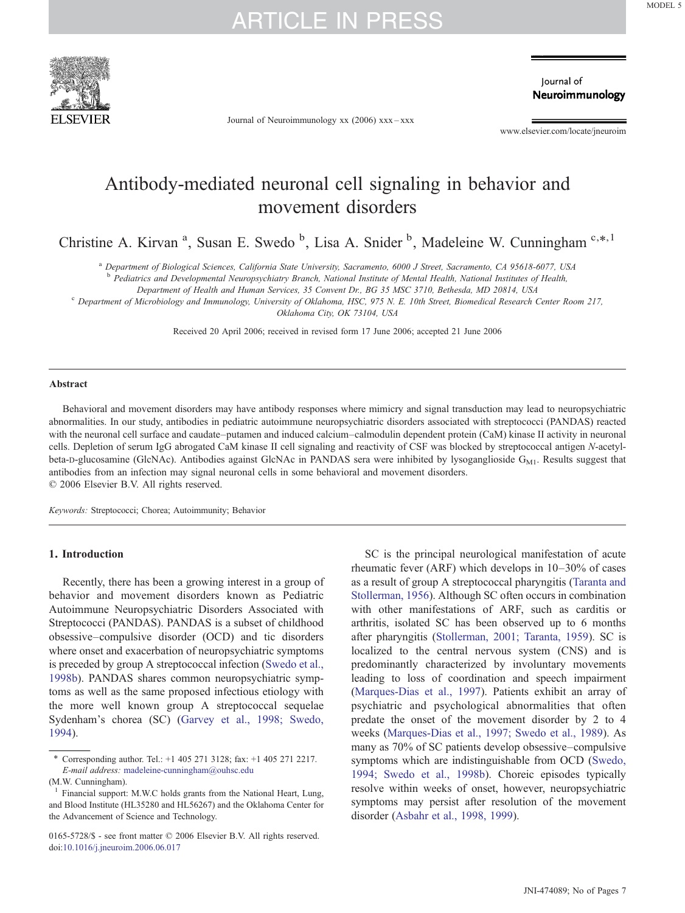# Antibody-mediated neuronal cell signaling in behavior and movement disorders

Christine A. Kirvan [a], Susan E. Swedo [b], Lisa A. Snider [b], Madeleine W. Cunningham [c,*,1]

[a] Department of Biological Sciences, California State University, Sacramento, 6000 J Street, Sacramento, CA 95618-6077, USA

[b] Pediatrics and Developmental Neuropsychiatry Branch, National Institute of Mental Health, National Institutes of Health, Department of Health and Human Services, 35 Convent Dr., BG 35 MSC 3710, Bethesda, MD 20814, USA

[c] Department of Microbiology and Immunology, University of Oklahoma, HSC, 975 N. E. 10th Street, Biomedical Research Center Room 217, Oklahoma City, OK 73104, USA

Received 20 April 2006; received in revised form 17 June 2006; accepted 21 June 2006

## Abstract

Behavioral and movement disorders may have antibody responses where mimicry and signal transduction may lead to neuropsychiatric abnormalities. In our study, antibodies in pediatric autoimmune neuropsychiatric disorders associated with streptococci (PANDAS) reacted with the neuronal cell surface and caudate–putamen and induced calcium–calmodulin dependent protein (CaM) kinase II activity in neuronal cells. Depletion of serum IgG abrogated CaM kinase II cell signaling and reactivity of CSF was blocked by streptococcal antigen *N*-acetyl-beta-D-glucosamine (GlcNAc). Antibodies against GlcNAc in PANDAS sera were inhibited by lysoganglioside $G_{M1}$. Results suggest that antibodies from an infection may signal neuronal cells in some behavioral and movement disorders.

© 2006 Elsevier B.V. All rights reserved.

*Keywords:* Streptococci; Chorea; Autoimmunity; Behavior

## 1. Introduction

Recently, there has been a growing interest in a group of behavior and movement disorders known as Pediatric Autoimmune Neuropsychiatric Disorders Associated with Streptococci (PANDAS). PANDAS is a subset of childhood obsessive–compulsive disorder (OCD) and tic disorders where onset and exacerbation of neuropsychiatric symptoms is preceded by group A streptococcal infection (Swedo et al., 1998b). PANDAS shares common neuropsychiatric symptoms as well as the same proposed infectious etiology with the more well known group A streptococcal sequelae Sydenham's chorea (SC) (Garvey et al., 1998; Swedo, 1994).

SC is the principal neurological manifestation of acute rheumatic fever (ARF) which develops in 10–30% of cases as a result of group A streptococcal pharyngitis (Taranta and Stollerman, 1956). Although SC often occurs in combination with other manifestations of ARF, such as carditis or arthritis, isolated SC has been observed up to 6 months after pharyngitis (Stollerman, 2001; Taranta, 1959). SC is localized to the central nervous system (CNS) and is predominantly characterized by involuntary movements leading to loss of coordination and speech impairment (Marques-Dias et al., 1997). Patients exhibit an array of psychiatric and psychological abnormalities that often predate the onset of the movement disorder by 2 to 4 weeks (Marques-Dias et al., 1997; Swedo et al., 1989). As many as 70% of SC patients develop obsessive–compulsive symptoms which are indistinguishable from OCD (Swedo, 1994; Swedo et al., 1998b). Choreic episodes typically resolve within weeks of onset, however, neuropsychiatric symptoms may persist after resolution of the movement disorder (Asbahr et al., 1998, 1999).

---

* Corresponding author. Tel.: +1 405 271 3128; fax: +1 405 271 2217. *E-mail address:* madeleine-cunningham@ouhsc.edu (M.W. Cunningham).

[1] Financial support: M.W.C holds grants from the National Heart, Lung, and Blood Institute (HL35280 and HL56267) and the Oklahoma Center for the Advancement of Science and Technology.

0165-5728/$ - see front matter © 2006 Elsevier B.V. All rights reserved.
doi:10.1016/j.jneuroim.2006.06.017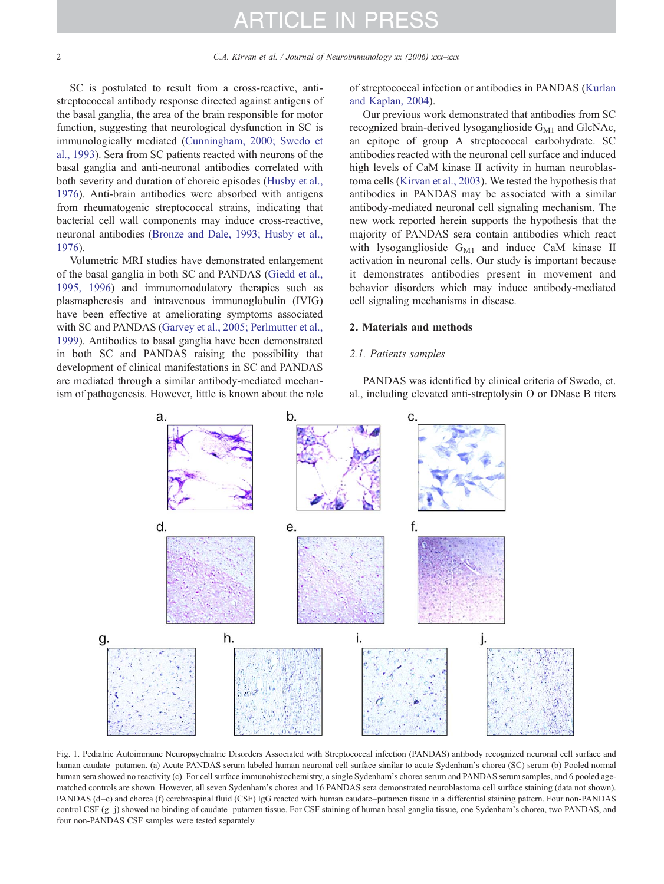SC is postulated to result from a cross-reactive, anti-streptococcal antibody response directed against antigens of the basal ganglia, the area of the brain responsible for motor function, suggesting that neurological dysfunction in SC is immunologically mediated (Cunningham, 2000; Swedo et al., 1993). Sera from SC patients reacted with neurons of the basal ganglia and anti-neuronal antibodies correlated with both severity and duration of choreic episodes (Husby et al., 1976). Anti-brain antibodies were absorbed with antigens from rheumatogenic streptococcal strains, indicating that bacterial cell wall components may induce cross-reactive, neuronal antibodies (Bronze and Dale, 1993; Husby et al., 1976).

Volumetric MRI studies have demonstrated enlargement of the basal ganglia in both SC and PANDAS (Giedd et al., 1995, 1996) and immunomodulatory therapies such as plasmapheresis and intravenous immunoglobulin (IVIG) have been effective at ameliorating symptoms associated with SC and PANDAS (Garvey et al., 2005; Perlmutter et al., 1999). Antibodies to basal ganglia have been demonstrated in both SC and PANDAS raising the possibility that development of clinical manifestations in SC and PANDAS are mediated through a similar antibody-mediated mechanism of pathogenesis. However, little is known about the role of streptococcal infection or antibodies in PANDAS (Kurlan and Kaplan, 2004).

Our previous work demonstrated that antibodies from SC recognized brain-derived lysoganglioside $G_{M1}$ and GlcNAc, an epitope of group A streptococcal carbohydrate. SC antibodies reacted with the neuronal cell surface and induced high levels of CaM kinase II activity in human neuroblastoma cells (Kirvan et al., 2003). We tested the hypothesis that antibodies in PANDAS may be associated with a similar antibody-mediated neuronal cell signaling mechanism. The new work reported herein supports the hypothesis that the majority of PANDAS sera contain antibodies which react with lysoganglioside $G_{M1}$ and induce CaM kinase II activation in neuronal cells. Our study is important because it demonstrates antibodies present in movement and behavior disorders which may induce antibody-mediated cell signaling mechanisms in disease.

## 2. Materials and methods

### 2.1. Patients samples

PANDAS was identified by clinical criteria of Swedo, et. al., including elevated anti-streptolysin O or DNase B titers

Fig. 1. Pediatric Autoimmune Neuropsychiatric Disorders Associated with Streptococcal infection (PANDAS) antibody recognized neuronal cell surface and human caudate–putamen. (a) Acute PANDAS serum labeled human neuronal cell surface similar to acute Sydenham's chorea (SC) serum (b) Pooled normal human sera showed no reactivity (c). For cell surface immunohistochemistry, a single Sydenham's chorea serum and PANDAS serum samples, and 6 pooled age-matched controls are shown. However, all seven Sydenham's chorea and 16 PANDAS sera demonstrated neuroblastoma cell surface staining (data not shown). PANDAS (d–e) and chorea (f) cerebrospinal fluid (CSF) IgG reacted with human caudate–putamen tissue in a differential staining pattern. Four non-PANDAS control CSF (g–j) showed no binding of caudate–putamen tissue. For CSF staining of human basal ganglia tissue, one Sydenham's chorea, two PANDAS, and four non-PANDAS CSF samples were tested separately.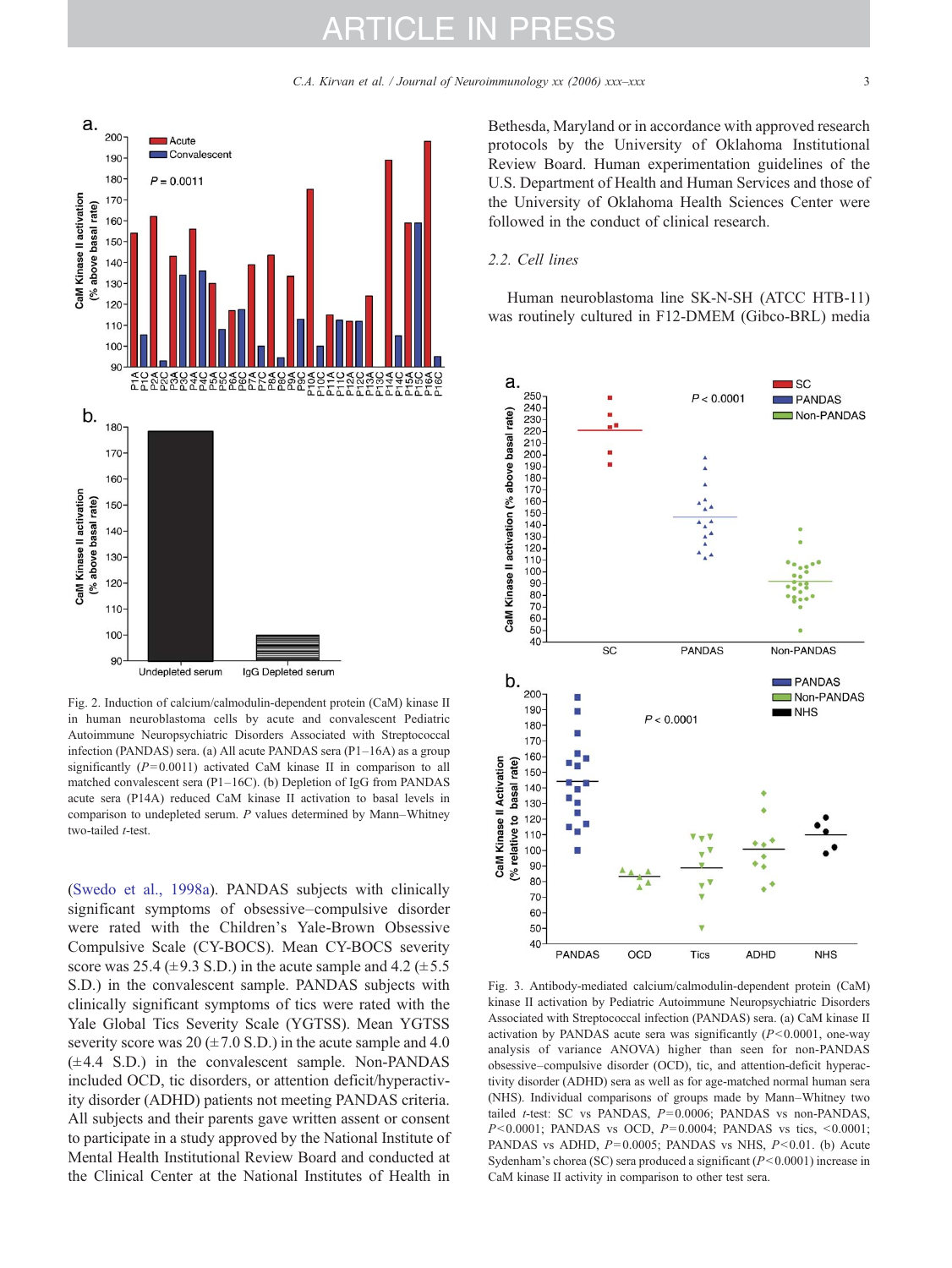Fig. 2. Induction of calcium/calmodulin-dependent protein (CaM) kinase II in human neuroblastoma cells by acute and convalescent Pediatric Autoimmune Neuropsychiatric Disorders Associated with Streptococcal infection (PANDAS) sera. (a) All acute PANDAS sera (P1–16A) as a group significantly ($P=0.0011$) activated CaM kinase II in comparison to all matched convalescent sera (P1–16C). (b) Depletion of IgG from PANDAS acute sera (P14A) reduced CaM kinase II activation to basal levels in comparison to undepleted serum. $P$ values determined by Mann–Whitney two-tailed $t$-test.

(Swedo et al., 1998a). PANDAS subjects with clinically significant symptoms of obsessive–compulsive disorder were rated with the Children's Yale-Brown Obsessive Compulsive Scale (CY-BOCS). Mean CY-BOCS severity score was 25.4 (±9.3 S.D.) in the acute sample and 4.2 (±5.5 S.D.) in the convalescent sample. PANDAS subjects with clinically significant symptoms of tics were rated with the Yale Global Tics Severity Scale (YGTSS). Mean YGTSS severity score was 20 (±7.0 S.D.) in the acute sample and 4.0 (±4.4 S.D.) in the convalescent sample. Non-PANDAS included OCD, tic disorders, or attention deficit/hyperactivity disorder (ADHD) patients not meeting PANDAS criteria. All subjects and their parents gave written assent or consent to participate in a study approved by the National Institute of Mental Health Institutional Review Board and conducted at the Clinical Center at the National Institutes of Health in Bethesda, Maryland or in accordance with approved research protocols by the University of Oklahoma Institutional Review Board. Human experimentation guidelines of the U.S. Department of Health and Human Services and those of the University of Oklahoma Health Sciences Center were followed in the conduct of clinical research.

### 2.2. Cell lines

Human neuroblastoma line SK-N-SH (ATCC HTB-11) was routinely cultured in F12-DMEM (Gibco-BRL) media

Fig. 3. Antibody-mediated calcium/calmodulin-dependent protein (CaM) kinase II activation by Pediatric Autoimmune Neuropsychiatric Disorders Associated with Streptococcal infection (PANDAS) sera. (a) CaM kinase II activation by PANDAS acute sera was significantly ($P<0.0001$, one-way analysis of variance ANOVA) higher than seen for non-PANDAS obsessive–compulsive disorder (OCD), tic, and attention-deficit hyperactivity disorder (ADHD) sera as well as for age-matched normal human sera (NHS). Individual comparisons of groups made by Mann–Whitney two tailed $t$-test: SC vs PANDAS, $P=0.0006$; PANDAS vs non-PANDAS, $P<0.0001$; PANDAS vs OCD, $P=0.0004$; PANDAS vs tics, $<0.0001$; PANDAS vs ADHD, $P=0.0005$; PANDAS vs NHS, $P<0.01$. (b) Acute Sydenham's chorea (SC) sera produced a significant ($P<0.0001$) increase in CaM kinase II activity in comparison to other test sera.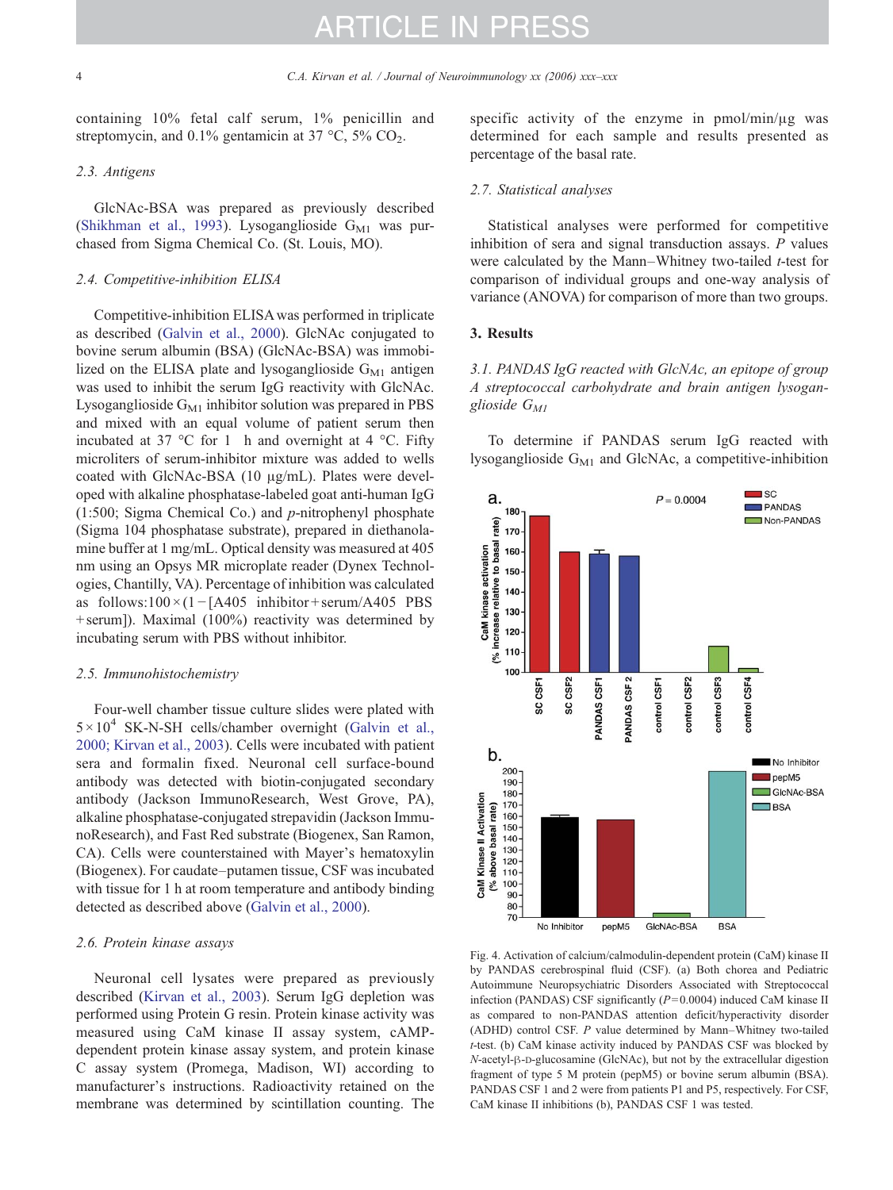containing 10% fetal calf serum, 1% penicillin and streptomycin, and 0.1% gentamicin at 37 °C, 5% $CO_2$.

### 2.3. Antigens

GlcNAc-BSA was prepared as previously described (Shikhman et al., 1993). Lysoganglioside $G_{M1}$ was purchased from Sigma Chemical Co. (St. Louis, MO).

### 2.4. Competitive-inhibition ELISA

Competitive-inhibition ELISA was performed in triplicate as described (Galvin et al., 2000). GlcNAc conjugated to bovine serum albumin (BSA) (GlcNAc-BSA) was immobilized on the ELISA plate and lysoganglioside $G_{M1}$ antigen was used to inhibit the serum IgG reactivity with GlcNAc. Lysoganglioside $G_{M1}$ inhibitor solution was prepared in PBS and mixed with an equal volume of patient serum then incubated at 37 °C for 1 h and overnight at 4 °C. Fifty microliters of serum-inhibitor mixture was added to wells coated with GlcNAc-BSA (10 μg/mL). Plates were developed with alkaline phosphatase-labeled goat anti-human IgG (1:500; Sigma Chemical Co.) and *p*-nitrophenyl phosphate (Sigma 104 phosphatase substrate), prepared in diethanolamine buffer at 1 mg/mL. Optical density was measured at 405 nm using an Opsys MR microplate reader (Dynex Technologies, Chantilly, VA). Percentage of inhibition was calculated as follows: $100 \times (1 - [\text{A405 inhibitor} + \text{serum}/\text{A405 PBS} + \text{serum}])$. Maximal (100%) reactivity was determined by incubating serum with PBS without inhibitor.

### 2.5. Immunohistochemistry

Four-well chamber tissue culture slides were plated with $5 \times 10^4$ SK-N-SH cells/chamber overnight (Galvin et al., 2000; Kirvan et al., 2003). Cells were incubated with patient sera and formalin fixed. Neuronal cell surface-bound antibody was detected with biotin-conjugated secondary antibody (Jackson ImmunoResearch, West Grove, PA), alkaline phosphatase-conjugated strepavidin (Jackson ImmunoResearch), and Fast Red substrate (Biogenex, San Ramon, CA). Cells were counterstained with Mayer's hematoxylin (Biogenex). For caudate–putamen tissue, CSF was incubated with tissue for 1 h at room temperature and antibody binding detected as described above (Galvin et al., 2000).

### 2.6. Protein kinase assays

Neuronal cell lysates were prepared as previously described (Kirvan et al., 2003). Serum IgG depletion was performed using Protein G resin. Protein kinase activity was measured using CaM kinase II assay system, cAMP-dependent protein kinase assay system, and protein kinase C assay system (Promega, Madison, WI) according to manufacturer's instructions. Radioactivity retained on the membrane was determined by scintillation counting. The specific activity of the enzyme in pmol/min/μg was determined for each sample and results presented as percentage of the basal rate.

### 2.7. Statistical analyses

Statistical analyses were performed for competitive inhibition of sera and signal transduction assays. *P* values were calculated by the Mann–Whitney two-tailed *t*-test for comparison of individual groups and one-way analysis of variance (ANOVA) for comparison of more than two groups.

## 3. Results

### 3.1. PANDAS IgG reacted with GlcNAc, an epitope of group A streptococcal carbohydrate and brain antigen lysoganglioside $G_{M1}$

To determine if PANDAS serum IgG reacted with lysoganglioside $G_{M1}$ and GlcNAc, a competitive-inhibition

Fig. 4. Activation of calcium/calmodulin-dependent protein (CaM) kinase II by PANDAS cerebrospinal fluid (CSF). (a) Both chorea and Pediatric Autoimmune Neuropsychiatric Disorders Associated with Streptococcal infection (PANDAS) CSF significantly ($P = 0.0004$) induced CaM kinase II as compared to non-PANDAS attention deficit/hyperactivity disorder (ADHD) control CSF. *P* value determined by Mann–Whitney two-tailed *t*-test. (b) CaM kinase activity induced by PANDAS CSF was blocked by *N*-acetyl-β-D-glucosamine (GlcNAc), but not by the extracellular digestion fragment of type 5 M protein (pepM5) or bovine serum albumin (BSA). PANDAS CSF 1 and 2 were from patients P1 and P5, respectively. For CSF, CaM kinase II inhibitions (b), PANDAS CSF 1 was tested.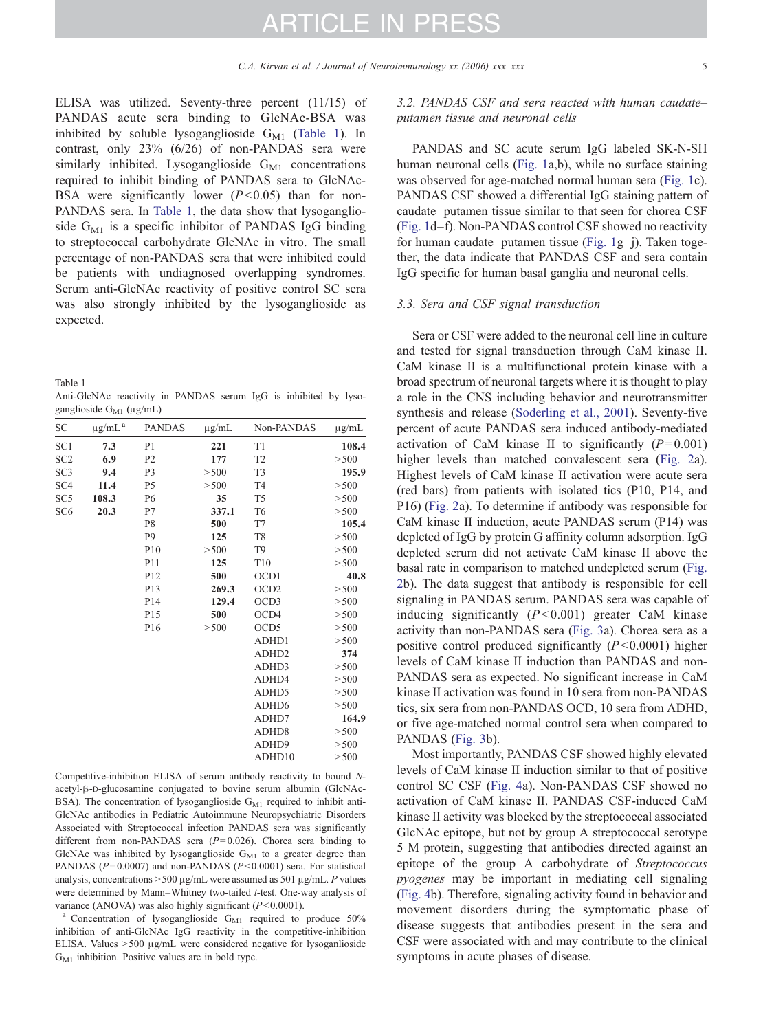ELISA was utilized. Seventy-three percent (11/15) of PANDAS acute sera binding to GlcNAc-BSA was inhibited by soluble lysoganglioside $G_{M1}$ (Table 1). In contrast, only 23% (6/26) of non-PANDAS sera were similarly inhibited. Lysoganglioside $G_{M1}$ concentrations required to inhibit binding of PANDAS sera to GlcNAc-BSA were significantly lower ($P<0.05$) than for non-PANDAS sera. In Table 1, the data show that lysoganglioside $G_{M1}$ is a specific inhibitor of PANDAS IgG binding to streptococcal carbohydrate GlcNAc in vitro. The small percentage of non-PANDAS sera that were inhibited could be patients with undiagnosed overlapping syndromes. Serum anti-GlcNAc reactivity of positive control SC sera was also strongly inhibited by the lysoganglioside as expected.

Table 1
Anti-GlcNAc reactivity in PANDAS serum IgG is inhibited by lysoganglioside $G_{M1}$ (μg/mL)

| SC | μg/mL [a] | PANDAS | μg/mL | Non-PANDAS | μg/mL |
|---|---|---|---|---|---|
| SC1 | **7.3** | P1 | **221** | T1 | **108.4** |
| SC2 | **6.9** | P2 | **177** | T2 | >500 |
| SC3 | **9.4** | P3 | >500 | T3 | **195.9** |
| SC4 | **11.4** | P5 | >500 | T4 | >500 |
| SC5 | **108.3** | P6 | **35** | T5 | >500 |
| SC6 | **20.3** | P7 | **337.1** | T6 | >500 |
| | | P8 | **500** | T7 | **105.4** |
| | | P9 | **125** | T8 | >500 |
| | | P10 | >500 | T9 | >500 |
| | | P11 | **125** | T10 | >500 |
| | | P12 | **500** | OCD1 | **40.8** |
| | | P13 | **269.3** | OCD2 | >500 |
| | | P14 | **129.4** | OCD3 | >500 |
| | | P15 | **500** | OCD4 | >500 |
| | | P16 | >500 | OCD5 | >500 |
| | | | | ADHD1 | >500 |
| | | | | ADHD2 | **374** |
| | | | | ADHD3 | >500 |
| | | | | ADHD4 | >500 |
| | | | | ADHD5 | >500 |
| | | | | ADHD6 | >500 |
| | | | | ADHD7 | **164.9** |
| | | | | ADHD8 | >500 |
| | | | | ADHD9 | >500 |
| | | | | ADHD10 | >500 |

Competitive-inhibition ELISA of serum antibody reactivity to bound *N*-acetyl-β-D-glucosamine conjugated to bovine serum albumin (GlcNAc-BSA). The concentration of lysoganglioside $G_{M1}$ required to inhibit anti-GlcNAc antibodies in Pediatric Autoimmune Neuropsychiatric Disorders Associated with Streptococcal infection PANDAS sera was significantly different from non-PANDAS sera ($P=0.026$). Chorea sera binding to GlcNAc was inhibited by lysoganglioside $G_{M1}$ to a greater degree than PANDAS ($P=0.0007$) and non-PANDAS ($P<0.0001$) sera. For statistical analysis, concentrations >500 μg/mL were assumed as 501 μg/mL. *P* values were determined by Mann–Whitney two-tailed *t*-test. One-way analysis of variance (ANOVA) was also highly significant ($P<0.0001$).

[a] Concentration of lysoganglioside $G_{M1}$ required to produce 50% inhibition of anti-GlcNAc IgG reactivity in the competitive-inhibition ELISA. Values >500 μg/mL were considered negative for lysoganlioside $G_{M1}$ inhibition. Positive values are in bold type.

### 3.2. PANDAS CSF and sera reacted with human caudate–putamen tissue and neuronal cells

PANDAS and SC acute serum IgG labeled SK-N-SH human neuronal cells (Fig. 1a,b), while no surface staining was observed for age-matched normal human sera (Fig. 1c). PANDAS CSF showed a differential IgG staining pattern of caudate–putamen tissue similar to that seen for chorea CSF (Fig. 1d–f). Non-PANDAS control CSF showed no reactivity for human caudate–putamen tissue (Fig. 1g–j). Taken together, the data indicate that PANDAS CSF and sera contain IgG specific for human basal ganglia and neuronal cells.

### 3.3. Sera and CSF signal transduction

Sera or CSF were added to the neuronal cell line in culture and tested for signal transduction through CaM kinase II. CaM kinase II is a multifunctional protein kinase with a broad spectrum of neuronal targets where it is thought to play a role in the CNS including behavior and neurotransmitter synthesis and release (Soderling et al., 2001). Seventy-five percent of acute PANDAS sera induced antibody-mediated activation of CaM kinase II to significantly ($P=0.001$) higher levels than matched convalescent sera (Fig. 2a). Highest levels of CaM kinase II activation were acute sera (red bars) from patients with isolated tics (P10, P14, and P16) (Fig. 2a). To determine if antibody was responsible for CaM kinase II induction, acute PANDAS serum (P14) was depleted of IgG by protein G affinity column adsorption. IgG depleted serum did not activate CaM kinase II above the basal rate in comparison to matched undepleted serum (Fig. 2b). The data suggest that antibody is responsible for cell signaling in PANDAS serum. PANDAS sera was capable of inducing significantly ($P<0.001$) greater CaM kinase activity than non-PANDAS sera (Fig. 3a). Chorea sera as a positive control produced significantly ($P<0.0001$) higher levels of CaM kinase II induction than PANDAS and non-PANDAS sera as expected. No significant increase in CaM kinase II activation was found in 10 sera from non-PANDAS tics, six sera from non-PANDAS OCD, 10 sera from ADHD, or five age-matched normal control sera when compared to PANDAS (Fig. 3b).

Most importantly, PANDAS CSF showed highly elevated levels of CaM kinase II induction similar to that of positive control SC CSF (Fig. 4a). Non-PANDAS CSF showed no activation of CaM kinase II. PANDAS CSF-induced CaM kinase II activity was blocked by the streptococcal associated GlcNAc epitope, but not by group A streptococcal serotype 5 M protein, suggesting that antibodies directed against an epitope of the group A carbohydrate of *Streptococcus pyogenes* may be important in mediating cell signaling (Fig. 4b). Therefore, signaling activity found in behavior and movement disorders during the symptomatic phase of disease suggests that antibodies present in the sera and CSF were associated with and may contribute to the clinical symptoms in acute phases of disease.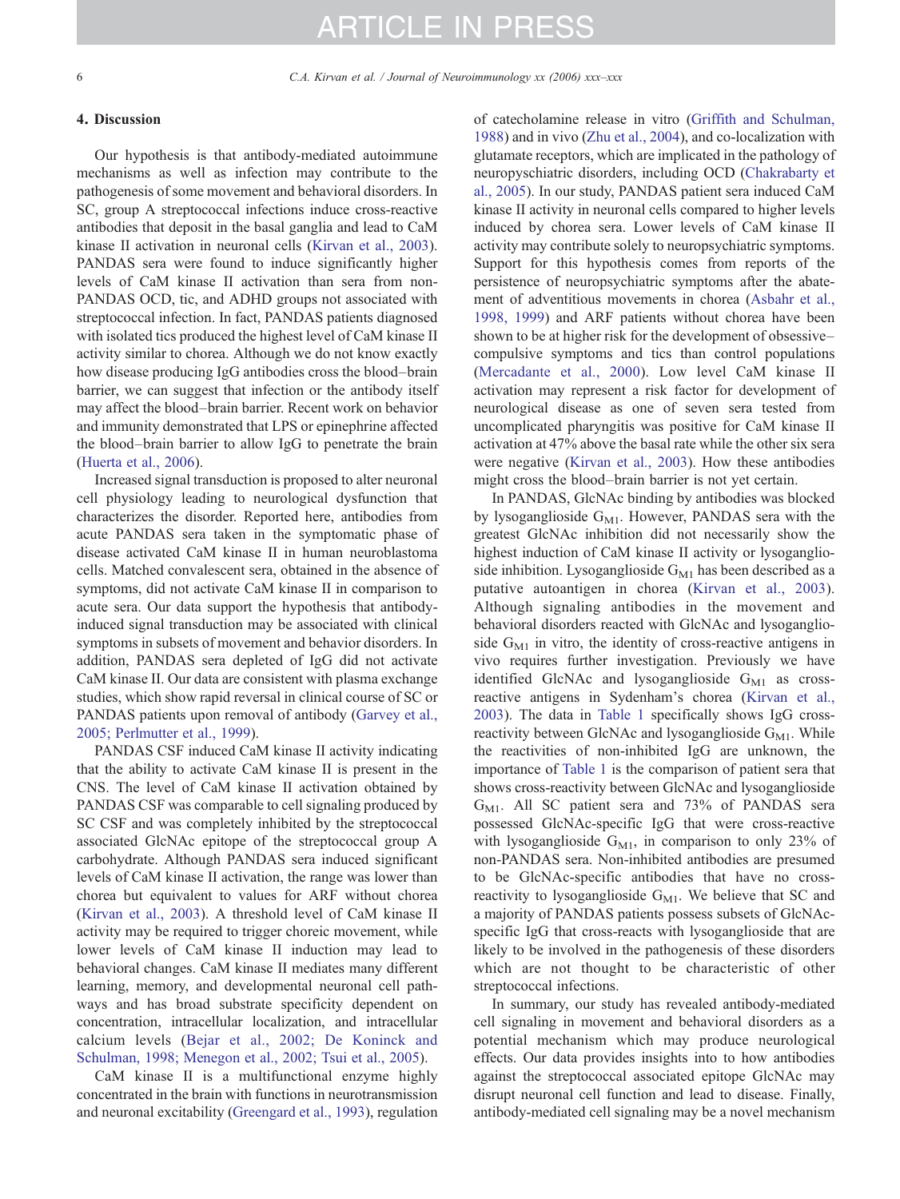## 4. Discussion

Our hypothesis is that antibody-mediated autoimmune mechanisms as well as infection may contribute to the pathogenesis of some movement and behavioral disorders. In SC, group A streptococcal infections induce cross-reactive antibodies that deposit in the basal ganglia and lead to CaM kinase II activation in neuronal cells (Kirvan et al., 2003). PANDAS sera were found to induce significantly higher levels of CaM kinase II activation than sera from non-PANDAS OCD, tic, and ADHD groups not associated with streptococcal infection. In fact, PANDAS patients diagnosed with isolated tics produced the highest level of CaM kinase II activity similar to chorea. Although we do not know exactly how disease producing IgG antibodies cross the blood–brain barrier, we can suggest that infection or the antibody itself may affect the blood–brain barrier. Recent work on behavior and immunity demonstrated that LPS or epinephrine affected the blood–brain barrier to allow IgG to penetrate the brain (Huerta et al., 2006).

Increased signal transduction is proposed to alter neuronal cell physiology leading to neurological dysfunction that characterizes the disorder. Reported here, antibodies from acute PANDAS sera taken in the symptomatic phase of disease activated CaM kinase II in human neuroblastoma cells. Matched convalescent sera, obtained in the absence of symptoms, did not activate CaM kinase II in comparison to acute sera. Our data support the hypothesis that antibody-induced signal transduction may be associated with clinical symptoms in subsets of movement and behavior disorders. In addition, PANDAS sera depleted of IgG did not activate CaM kinase II. Our data are consistent with plasma exchange studies, which show rapid reversal in clinical course of SC or PANDAS patients upon removal of antibody (Garvey et al., 2005; Perlmutter et al., 1999).

PANDAS CSF induced CaM kinase II activity indicating that the ability to activate CaM kinase II is present in the CNS. The level of CaM kinase II activation obtained by PANDAS CSF was comparable to cell signaling produced by SC CSF and was completely inhibited by the streptococcal associated GlcNAc epitope of the streptococcal group A carbohydrate. Although PANDAS sera induced significant levels of CaM kinase II activation, the range was lower than chorea but equivalent to values for ARF without chorea (Kirvan et al., 2003). A threshold level of CaM kinase II activity may be required to trigger choreic movement, while lower levels of CaM kinase II induction may lead to behavioral changes. CaM kinase II mediates many different learning, memory, and developmental neuronal cell pathways and has broad substrate specificity dependent on concentration, intracellular localization, and intracellular calcium levels (Bejar et al., 2002; De Koninck and Schulman, 1998; Menegon et al., 2002; Tsui et al., 2005).

CaM kinase II is a multifunctional enzyme highly concentrated in the brain with functions in neurotransmission and neuronal excitability (Greengard et al., 1993), regulation of catecholamine release in vitro (Griffith and Schulman, 1988) and in vivo (Zhu et al., 2004), and co-localization with glutamate receptors, which are implicated in the pathology of neuropyschiatric disorders, including OCD (Chakrabarty et al., 2005). In our study, PANDAS patient sera induced CaM kinase II activity in neuronal cells compared to higher levels induced by chorea sera. Lower levels of CaM kinase II activity may contribute solely to neuropsychiatric symptoms. Support for this hypothesis comes from reports of the persistence of neuropsychiatric symptoms after the abatement of adventitious movements in chorea (Asbahr et al., 1998, 1999) and ARF patients without chorea have been shown to be at higher risk for the development of obsessive–compulsive symptoms and tics than control populations (Mercadante et al., 2000). Low level CaM kinase II activation may represent a risk factor for development of neurological disease as one of seven sera tested from uncomplicated pharyngitis was positive for CaM kinase II activation at 47% above the basal rate while the other six sera were negative (Kirvan et al., 2003). How these antibodies might cross the blood–brain barrier is not yet certain.

In PANDAS, GlcNAc binding by antibodies was blocked by lysoganglioside $G_{M1}$. However, PANDAS sera with the greatest GlcNAc inhibition did not necessarily show the highest induction of CaM kinase II activity or lysoganglioside inhibition. Lysoganglioside $G_{M1}$ has been described as a putative autoantigen in chorea (Kirvan et al., 2003). Although signaling antibodies in the movement and behavioral disorders reacted with GlcNAc and lysoganglioside $G_{M1}$ in vitro, the identity of cross-reactive antigens in vivo requires further investigation. Previously we have identified GlcNAc and lysoganglioside $G_{M1}$ as cross-reactive antigens in Sydenham's chorea (Kirvan et al., 2003). The data in Table 1 specifically shows IgG cross-reactivity between GlcNAc and lysoganglioside $G_{M1}$. While the reactivities of non-inhibited IgG are unknown, the importance of Table 1 is the comparison of patient sera that shows cross-reactivity between GlcNAc and lysoganglioside $G_{M1}$. All SC patient sera and 73% of PANDAS sera possessed GlcNAc-specific IgG that were cross-reactive with lysoganglioside $G_{M1}$, in comparison to only 23% of non-PANDAS sera. Non-inhibited antibodies are presumed to be GlcNAc-specific antibodies that have no cross-reactivity to lysoganglioside $G_{M1}$. We believe that SC and a majority of PANDAS patients possess subsets of GlcNAc-specific IgG that cross-reacts with lysoganglioside that are likely to be involved in the pathogenesis of these disorders which are not thought to be characteristic of other streptococcal infections.

In summary, our study has revealed antibody-mediated cell signaling in movement and behavioral disorders as a potential mechanism which may produce neurological effects. Our data provides insights into to how antibodies against the streptococcal associated epitope GlcNAc may disrupt neuronal cell function and lead to disease. Finally, antibody-mediated cell signaling may be a novel mechanism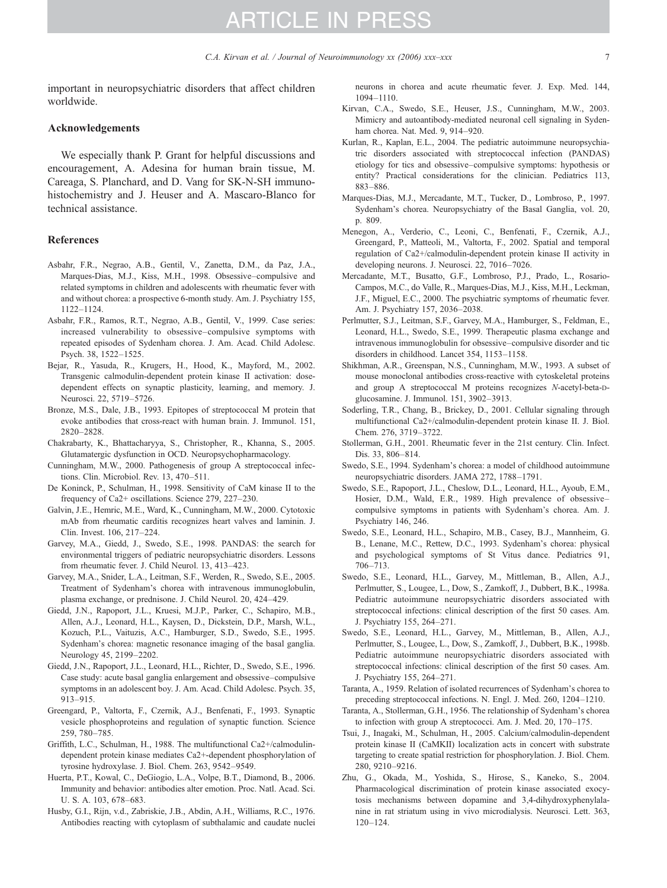important in neuropsychiatric disorders that affect children worldwide.

## Acknowledgements

We especially thank P. Grant for helpful discussions and encouragement, A. Adesina for human brain tissue, M. Careaga, S. Planchard, and D. Vang for SK-N-SH immunohistochemistry and J. Heuser and A. Mascaro-Blanco for technical assistance.

## References

Asbahr, F.R., Negrao, A.B., Gentil, V., Zanetta, D.M., da Paz, J.A., Marques-Dias, M.J., Kiss, M.H., 1998. Obsessive–compulsive and related symptoms in children and adolescents with rheumatic fever with and without chorea: a prospective 6-month study. Am. J. Psychiatry 155, 1122–1124.

Asbahr, F.R., Ramos, R.T., Negrao, A.B., Gentil, V., 1999. Case series: increased vulnerability to obsessive–compulsive symptoms with repeated episodes of Sydenham chorea. J. Am. Acad. Child Adolesc. Psych. 38, 1522–1525.

Bejar, R., Yasuda, R., Krugers, H., Hood, K., Mayford, M., 2002. Transgenic calmodulin-dependent protein kinase II activation: dose-dependent effects on synaptic plasticity, learning, and memory. J. Neurosci. 22, 5719–5726.

Bronze, M.S., Dale, J.B., 1993. Epitopes of streptococcal M protein that evoke antibodies that cross-react with human brain. J. Immunol. 151, 2820–2828.

Chakrabarty, K., Bhattacharyya, S., Christopher, R., Khanna, S., 2005. Glutamatergic dysfunction in OCD. Neuropsychopharmacology.

Cunningham, M.W., 2000. Pathogenesis of group A streptococcal infections. Clin. Microbiol. Rev. 13, 470–511.

De Koninck, P., Schulman, H., 1998. Sensitivity of CaM kinase II to the frequency of Ca2+ oscillations. Science 279, 227–230.

Galvin, J.E., Hemric, M.E., Ward, K., Cunningham, M.W., 2000. Cytotoxic mAb from rheumatic carditis recognizes heart valves and laminin. J. Clin. Invest. 106, 217–224.

Garvey, M.A., Giedd, J., Swedo, S.E., 1998. PANDAS: the search for environmental triggers of pediatric neuropsychiatric disorders. Lessons from rheumatic fever. J. Child Neurol. 13, 413–423.

Garvey, M.A., Snider, L.A., Leitman, S.F., Werden, R., Swedo, S.E., 2005. Treatment of Sydenham's chorea with intravenous immunoglobulin, plasma exchange, or prednisone. J. Child Neurol. 20, 424–429.

Giedd, J.N., Rapoport, J.L., Kruesi, M.J.P., Parker, C., Schapiro, M.B., Allen, A.J., Leonard, H.L., Kaysen, D., Dickstein, D.P., Marsh, W.L., Kozuch, P.L., Vaituzis, A.C., Hamburger, S.D., Swedo, S.E., 1995. Sydenham's chorea: magnetic resonance imaging of the basal ganglia. Neurology 45, 2199–2202.

Giedd, J.N., Rapoport, J.L., Leonard, H.L., Richter, D., Swedo, S.E., 1996. Case study: acute basal ganglia enlargement and obsessive–compulsive symptoms in an adolescent boy. J. Am. Acad. Child Adolesc. Psych. 35, 913–915.

Greengard, P., Valtorta, F., Czernik, A.J., Benfenati, F., 1993. Synaptic vesicle phosphoproteins and regulation of synaptic function. Science 259, 780–785.

Griffith, L.C., Schulman, H., 1988. The multifunctional Ca2+/calmodulin-dependent protein kinase mediates Ca2+-dependent phosphorylation of tyrosine hydroxylase. J. Biol. Chem. 263, 9542–9549.

Huerta, P.T., Kowal, C., DeGiogio, L.A., Volpe, B.T., Diamond, B., 2006. Immunity and behavior: antibodies alter emotion. Proc. Natl. Acad. Sci. U. S. A. 103, 678–683.

Husby, G.I., Rijn, v.d., Zabriskie, J.B., Abdin, A.H., Williams, R.C., 1976. Antibodies reacting with cytoplasm of subthalamic and caudate nuclei neurons in chorea and acute rheumatic fever. J. Exp. Med. 144, 1094–1110.

Kirvan, C.A., Swedo, S.E., Heuser, J.S., Cunningham, M.W., 2003. Mimicry and autoantibody-mediated neuronal cell signaling in Sydenham chorea. Nat. Med. 9, 914–920.

Kurlan, R., Kaplan, E.L., 2004. The pediatric autoimmune neuropsychiatric disorders associated with streptococcal infection (PANDAS) etiology for tics and obsessive–compulsive symptoms: hypothesis or entity? Practical considerations for the clinician. Pediatrics 113, 883–886.

Marques-Dias, M.J., Mercadante, M.T., Tucker, D., Lombroso, P., 1997. Sydenham's chorea. Neuropsychiatry of the Basal Ganglia, vol. 20, p. 809.

Menegon, A., Verderio, C., Leoni, C., Benfenati, F., Czernik, A.J., Greengard, P., Matteoli, M., Valtorta, F., 2002. Spatial and temporal regulation of Ca2+/calmodulin-dependent protein kinase II activity in developing neurons. J. Neurosci. 22, 7016–7026.

Mercadante, M.T., Busatto, G.F., Lombroso, P.J., Prado, L., Rosario-Campos, M.C., do Valle, R., Marques-Dias, M.J., Kiss, M.H., Leckman, J.F., Miguel, E.C., 2000. The psychiatric symptoms of rheumatic fever. Am. J. Psychiatry 157, 2036–2038.

Perlmutter, S.J., Leitman, S.F., Garvey, M.A., Hamburger, S., Feldman, E., Leonard, H.L., Swedo, S.E., 1999. Therapeutic plasma exchange and intravenous immunoglobulin for obsessive–compulsive disorder and tic disorders in childhood. Lancet 354, 1153–1158.

Shikhman, A.R., Greenspan, N.S., Cunningham, M.W., 1993. A subset of mouse monoclonal antibodies cross-reactive with cytoskeletal proteins and group A streptococcal M proteins recognizes *N*-acetyl-beta-D-glucosamine. J. Immunol. 151, 3902–3913.

Soderling, T.R., Chang, B., Brickey, D., 2001. Cellular signaling through multifunctional Ca2+/calmodulin-dependent protein kinase II. J. Biol. Chem. 276, 3719–3722.

Stollerman, G.H., 2001. Rheumatic fever in the 21st century. Clin. Infect. Dis. 33, 806–814.

Swedo, S.E., 1994. Sydenham's chorea: a model of childhood autoimmune neuropsychiatric disorders. JAMA 272, 1788–1791.

Swedo, S.E., Rapoport, J.L., Cheslow, D.L., Leonard, H.L., Ayoub, E.M., Hosier, D.M., Wald, E.R., 1989. High prevalence of obsessive–compulsive symptoms in patients with Sydenham's chorea. Am. J. Psychiatry 146, 246.

Swedo, S.E., Leonard, H.L., Schapiro, M.B., Casey, B.J., Mannheim, G. B., Lenane, M.C., Rettew, D.C., 1993. Sydenham's chorea: physical and psychological symptoms of St Vitus dance. Pediatrics 91, 706–713.

Swedo, S.E., Leonard, H.L., Garvey, M., Mittleman, B., Allen, A.J., Perlmutter, S., Lougee, L., Dow, S., Zamkoff, J., Dubbert, B.K., 1998a. Pediatric autoimmune neuropsychiatric disorders associated with streptococcal infections: clinical description of the first 50 cases. Am. J. Psychiatry 155, 264–271.

Swedo, S.E., Leonard, H.L., Garvey, M., Mittleman, B., Allen, A.J., Perlmutter, S., Lougee, L., Dow, S., Zamkoff, J., Dubbert, B.K., 1998b. Pediatric autoimmune neuropsychiatric disorders associated with streptococcal infections: clinical description of the first 50 cases. Am. J. Psychiatry 155, 264–271.

Taranta, A., 1959. Relation of isolated recurrences of Sydenham's chorea to preceding streptococcal infections. N. Engl. J. Med. 260, 1204–1210.

Taranta, A., Stollerman, G.H., 1956. The relationship of Sydenham's chorea to infection with group A streptococci. Am. J. Med. 20, 170–175.

Tsui, J., Inagaki, M., Schulman, H., 2005. Calcium/calmodulin-dependent protein kinase II (CaMKII) localization acts in concert with substrate targeting to create spatial restriction for phosphorylation. J. Biol. Chem. 280, 9210–9216.

Zhu, G., Okada, M., Yoshida, S., Hirose, S., Kaneko, S., 2004. Pharmacological discrimination of protein kinase associated exocytosis mechanisms between dopamine and 3,4-dihydroxyphenylalanine in rat striatum using in vivo microdialysis. Neurosci. Lett. 363, 120–124.